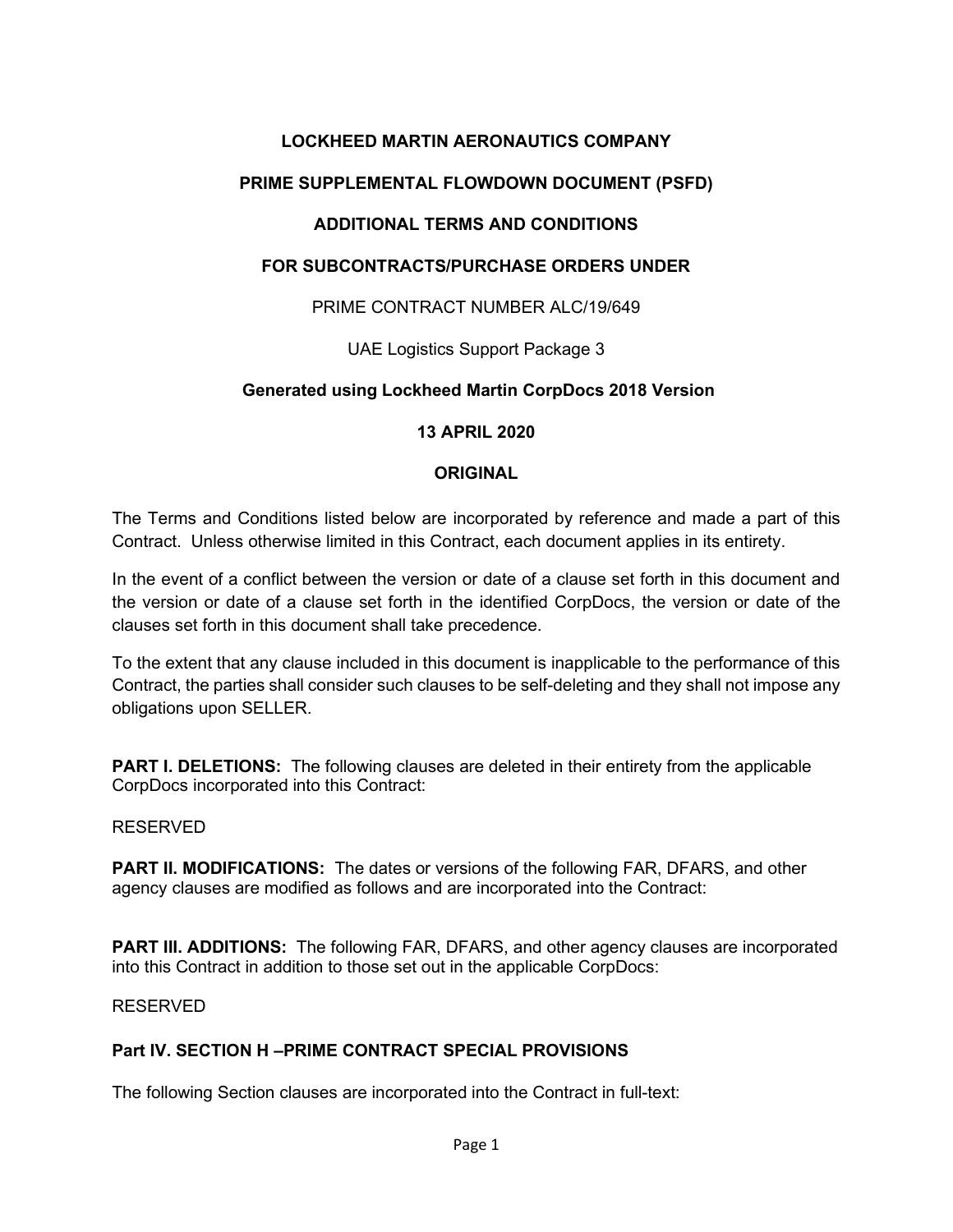# LOCKHEED MARTIN AERONAUTICS COMPANY

## PRIME SUPPLEMENTAL FLOWDOWN DOCUMENT (PSFD)

## ADDITIONAL TERMS AND CONDITIONS

## FOR SUBCONTRACTS/PURCHASE ORDERS UNDER

PRIME CONTRACT NUMBER ALC/19/649

UAE Logistics Support Package 3

**Generated using Lockheed Martin CorpDocs 2018 Version**

**13 APRIL 2020**

**ORIGINAL**

The Terms and Conditions listed below are incorporated by reference and made a part of this Contract. Unless otherwise limited in this Contract, each document applies in its entirety.

In the event of a conflict between the version or date of a clause set forth in this document and the version or date of a clause set forth in the identified CorpDocs, the version or date of the clauses set forth in this document shall take precedence.

To the extent that any clause included in this document is inapplicable to the performance of this Contract, the parties shall consider such clauses to be self-deleting and they shall not impose any obligations upon SELLER.

**PART I. DELETIONS:** The following clauses are deleted in their entirety from the applicable CorpDocs incorporated into this Contract:

RESERVED

**PART II. MODIFICATIONS:** The dates or versions of the following FAR, DFARS, and other agency clauses are modified as follows and are incorporated into the Contract:

**PART III. ADDITIONS:** The following FAR, DFARS, and other agency clauses are incorporated into this Contract in addition to those set out in the applicable CorpDocs:

RESERVED

**Part IV. SECTION H –PRIME CONTRACT SPECIAL PROVISIONS**

The following Section clauses are incorporated into the Contract in full-text: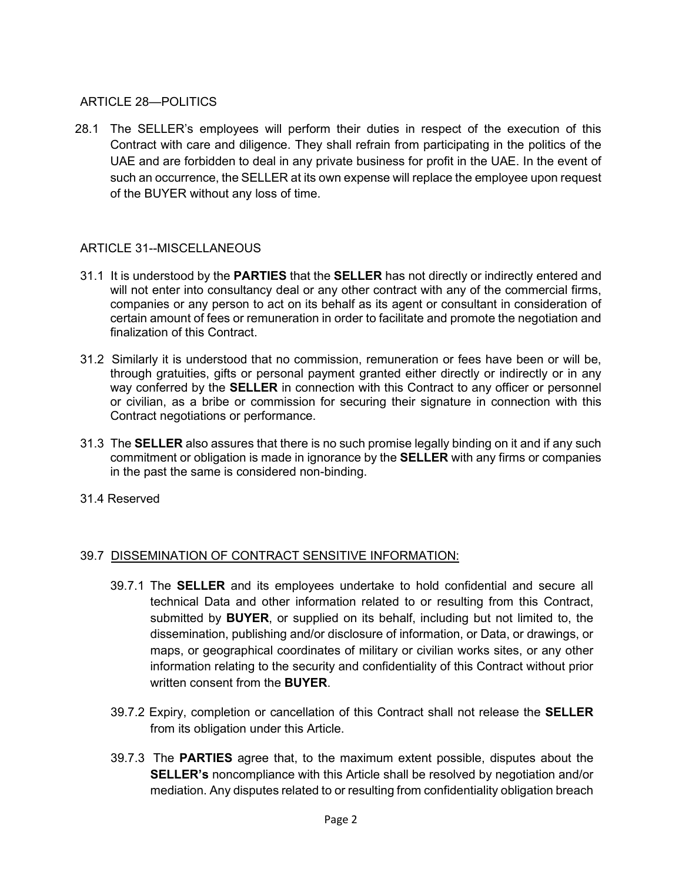## ARTICLE 28—POLITICS

28.1 The SELLER's employees will perform their duties in respect of the execution of this Contract with care and diligence. They shall refrain from participating in the politics of the UAE and are forbidden to deal in any private business for profit in the UAE. In the event of such an occurrence, the SELLER at its own expense will replace the employee upon request of the BUYER without any loss of time.

## ARTICLE 31--MISCELLANEOUS

31.1 It is understood by the **PARTIES** that the **SELLER** has not directly or indirectly entered and will not enter into consultancy deal or any other contract with any of the commercial firms, companies or any person to act on its behalf as its agent or consultant in consideration of certain amount of fees or remuneration in order to facilitate and promote the negotiation and finalization of this Contract.

31.2 Similarly it is understood that no commission, remuneration or fees have been or will be, through gratuities, gifts or personal payment granted either directly or indirectly or in any way conferred by the **SELLER** in connection with this Contract to any officer or personnel or civilian, as a bribe or commission for securing their signature in connection with this Contract negotiations or performance.

31.3 The **SELLER** also assures that there is no such promise legally binding on it and if any such commitment or obligation is made in ignorance by the **SELLER** with any firms or companies in the past the same is considered non-binding.

31.4 Reserved

### 39.7 DISSEMINATION OF CONTRACT SENSITIVE INFORMATION:

39.7.1 The **SELLER** and its employees undertake to hold confidential and secure all technical Data and other information related to or resulting from this Contract, submitted by **BUYER**, or supplied on its behalf, including but not limited to, the dissemination, publishing and/or disclosure of information, or Data, or drawings, or maps, or geographical coordinates of military or civilian works sites, or any other information relating to the security and confidentiality of this Contract without prior written consent from the **BUYER**.

39.7.2 Expiry, completion or cancellation of this Contract shall not release the **SELLER** from its obligation under this Article.

39.7.3 The **PARTIES** agree that, to the maximum extent possible, disputes about the **SELLER's** noncompliance with this Article shall be resolved by negotiation and/or mediation. Any disputes related to or resulting from confidentiality obligation breach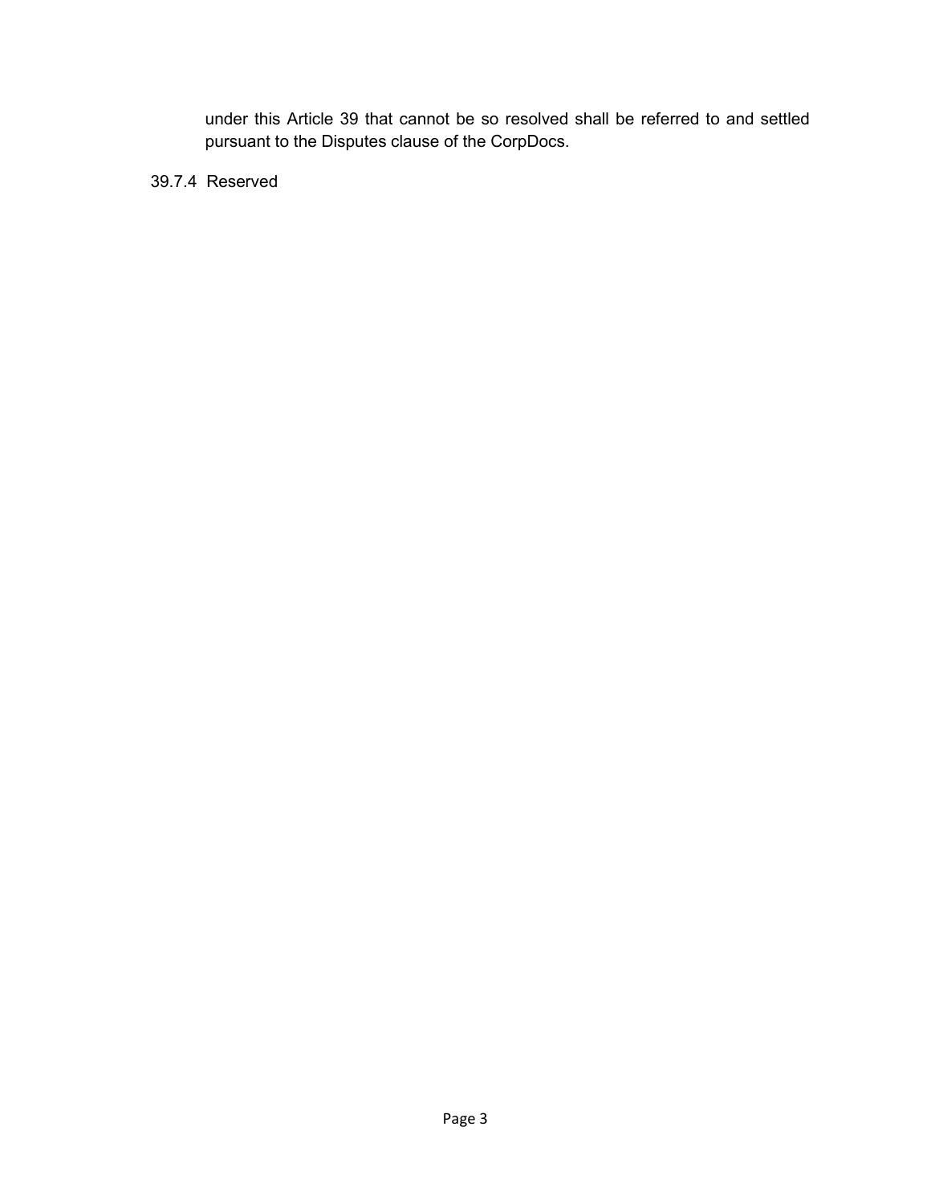under this Article 39 that cannot be so resolved shall be referred to and settled pursuant to the Disputes clause of the CorpDocs.

39.7.4 Reserved